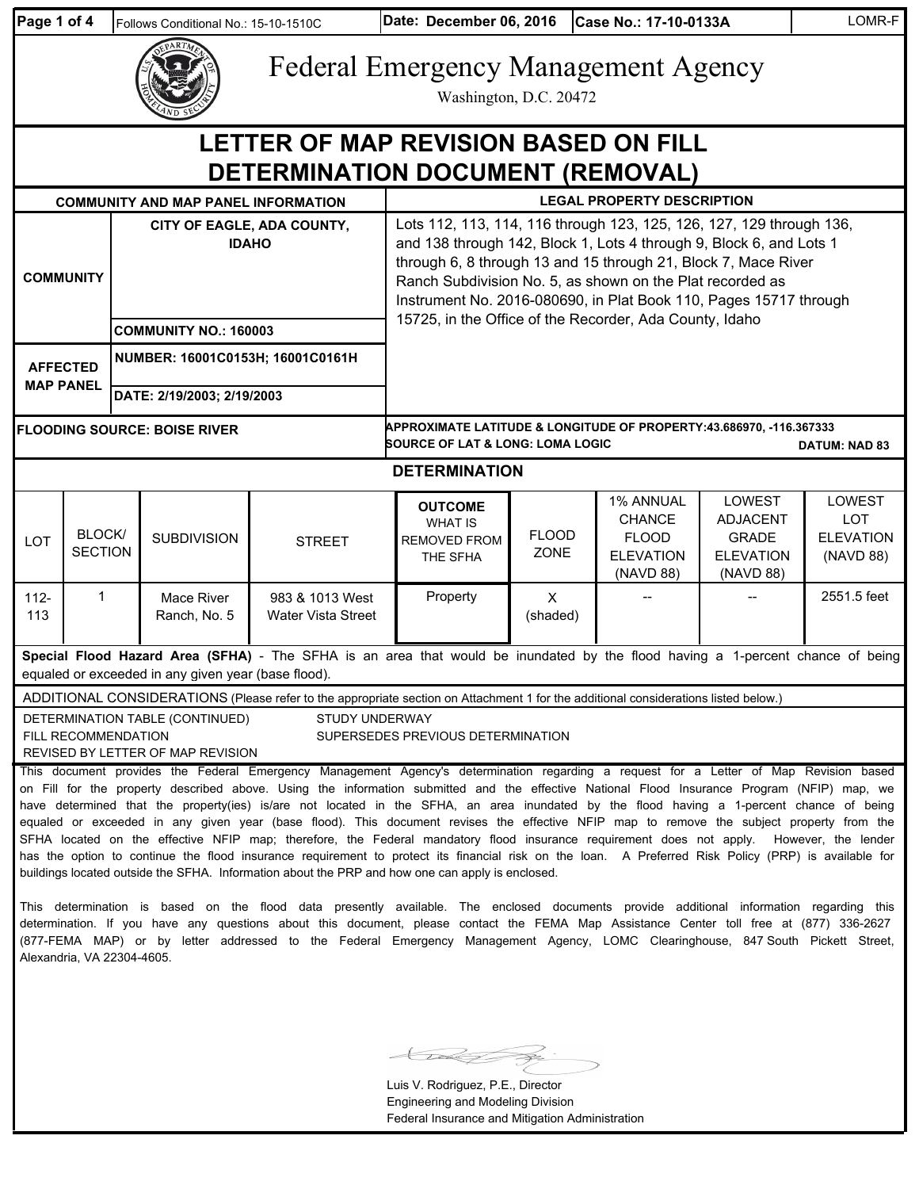| Page 1 of 4 | Follows Conditional No.: 15-10-1510C | Date: December 06, 2016 | Case No.: 17-10-0133A | LOMR-F |
|---|---|---|---|---|

# Federal Emergency Management Agency

Washington, D.C. 20472

## LETTER OF MAP REVISION BASED ON FILL DETERMINATION DOCUMENT (REMOVAL)

| COMMUNITY AND MAP PANEL INFORMATION | | LEGAL PROPERTY DESCRIPTION |
|---|---|---|
| COMMUNITY | CITY OF EAGLE, ADA COUNTY, IDAHO | Lots 112, 113, 114, 116 through 123, 125, 126, 127, 129 through 136, and 138 through 142, Block 1, Lots 4 through 9, Block 6, and Lots 1 through 6, 8 through 13 and 15 through 21, Block 7, Mace River Ranch Subdivision No. 5, as shown on the Plat recorded as Instrument No. 2016-080690, in Plat Book 110, Pages 15717 through 15725, in the Office of the Recorder, Ada County, Idaho |
| | COMMUNITY NO.: 160003 | |
| AFFECTED MAP PANEL | NUMBER: 16001C0153H; 16001C0161H | |
| | DATE: 2/19/2003; 2/19/2003 | |
| FLOODING SOURCE: BOISE RIVER | | APPROXIMATE LATITUDE & LONGITUDE OF PROPERTY: 43.686970, -116.367333<br>SOURCE OF LAT & LONG: LOMA LOGIC DATUM: NAD 83 |

### DETERMINATION

| LOT | BLOCK/ SECTION | SUBDIVISION | STREET | OUTCOME WHAT IS REMOVED FROM THE SFHA | FLOOD ZONE | 1% ANNUAL CHANCE FLOOD ELEVATION (NAVD 88) | LOWEST ADJACENT GRADE ELEVATION (NAVD 88) | LOWEST LOT ELEVATION (NAVD 88) |
|---|---|---|---|---|---|---|---|---|
| 112-113 | 1 | Mace River Ranch, No. 5 | 983 & 1013 West Water Vista Street | Property | X (shaded) | -- | -- | 2551.5 feet |

**Special Flood Hazard Area (SFHA)** - The SFHA is an area that would be inundated by the flood having a 1-percent chance of being equaled or exceeded in any given year (base flood).

ADDITIONAL CONSIDERATIONS (Please refer to the appropriate section on Attachment 1 for the additional considerations listed below.)

DETERMINATION TABLE (CONTINUED)
FILL RECOMMENDATION
REVISED BY LETTER OF MAP REVISION
STUDY UNDERWAY
SUPERSEDES PREVIOUS DETERMINATION

This document provides the Federal Emergency Management Agency's determination regarding a request for a Letter of Map Revision based on Fill for the property described above. Using the information submitted and the effective National Flood Insurance Program (NFIP) map, we have determined that the property(ies) is/are not located in the SFHA, an area inundated by the flood having a 1-percent chance of being equaled or exceeded in any given year (base flood). This document revises the effective NFIP map to remove the subject property from the SFHA located on the effective NFIP map; therefore, the Federal mandatory flood insurance requirement does not apply. However, the lender has the option to continue the flood insurance requirement to protect its financial risk on the loan. A Preferred Risk Policy (PRP) is available for buildings located outside the SFHA. Information about the PRP and how one can apply is enclosed.

This determination is based on the flood data presently available. The enclosed documents provide additional information regarding this determination. If you have any questions about this document, please contact the FEMA Map Assistance Center toll free at (877) 336-2627 (877-FEMA MAP) or by letter addressed to the Federal Emergency Management Agency, LOMC Clearinghouse, 847 South Pickett Street, Alexandria, VA 22304-4605.

Luis V. Rodriguez, P.E., Director
Engineering and Modeling Division
Federal Insurance and Mitigation Administration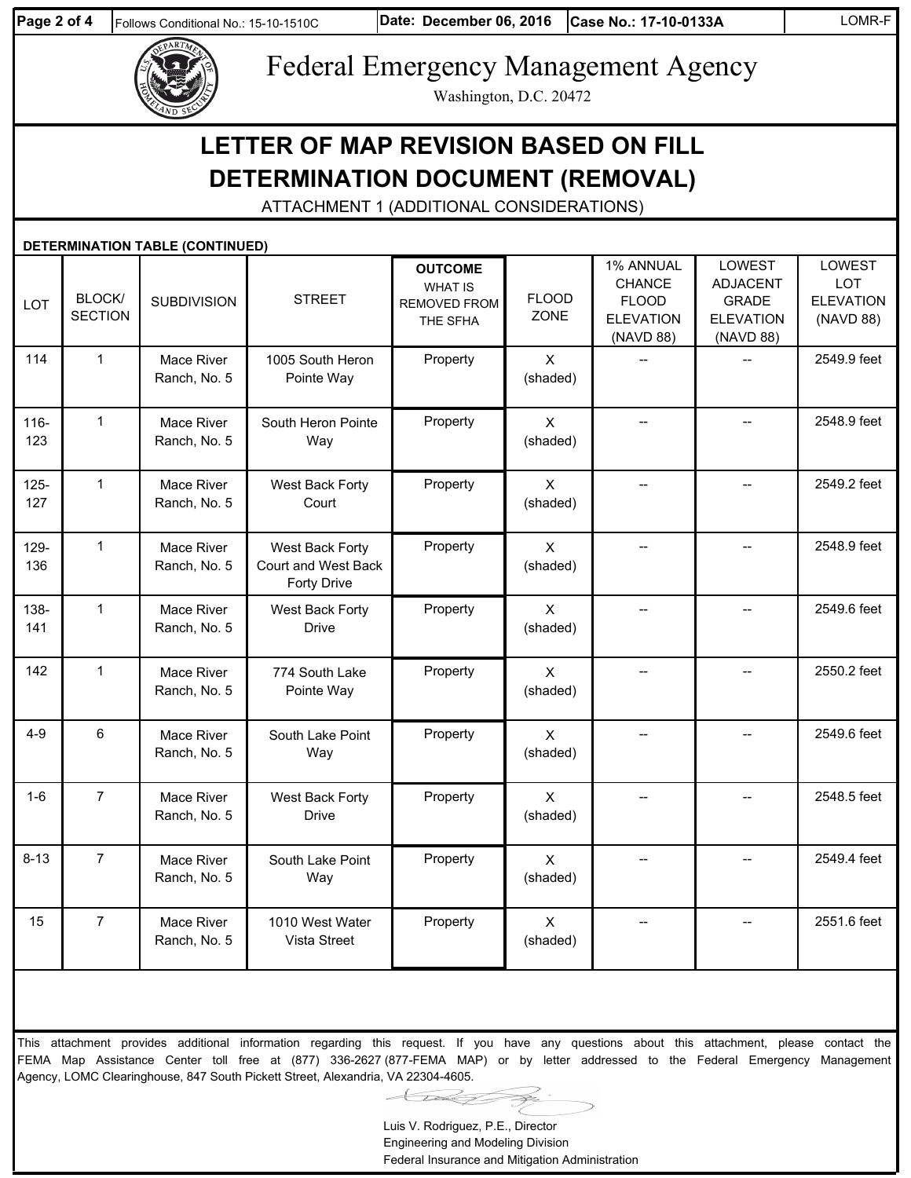Follows Conditional No.: 15-10-1510C | Date: December 06, 2016 | Case No.: 17-10-0133A | LOMR-F

# Federal Emergency Management Agency

Washington, D.C. 20472

## LETTER OF MAP REVISION BASED ON FILL DETERMINATION DOCUMENT (REMOVAL)

ATTACHMENT 1 (ADDITIONAL CONSIDERATIONS)

**DETERMINATION TABLE (CONTINUED)**

| LOT | BLOCK/ SECTION | SUBDIVISION | STREET | OUTCOME WHAT IS REMOVED FROM THE SFHA | FLOOD ZONE | 1% ANNUAL CHANCE FLOOD ELEVATION (NAVD 88) | LOWEST ADJACENT GRADE ELEVATION (NAVD 88) | LOWEST LOT ELEVATION (NAVD 88) |
|---|---|---|---|---|---|---|---|---|
| 114 | 1 | Mace River Ranch, No. 5 | 1005 South Heron Pointe Way | Property | X (shaded) | -- | -- | 2549.9 feet |
| 116-123 | 1 | Mace River Ranch, No. 5 | South Heron Pointe Way | Property | X (shaded) | -- | -- | 2548.9 feet |
| 125-127 | 1 | Mace River Ranch, No. 5 | West Back Forty Court | Property | X (shaded) | -- | -- | 2549.2 feet |
| 129-136 | 1 | Mace River Ranch, No. 5 | West Back Forty Court and West Back Forty Drive | Property | X (shaded) | -- | -- | 2548.9 feet |
| 138-141 | 1 | Mace River Ranch, No. 5 | West Back Forty Drive | Property | X (shaded) | -- | -- | 2549.6 feet |
| 142 | 1 | Mace River Ranch, No. 5 | 774 South Lake Pointe Way | Property | X (shaded) | -- | -- | 2550.2 feet |
| 4-9 | 6 | Mace River Ranch, No. 5 | South Lake Point Way | Property | X (shaded) | -- | -- | 2549.6 feet |
| 1-6 | 7 | Mace River Ranch, No. 5 | West Back Forty Drive | Property | X (shaded) | -- | -- | 2548.5 feet |
| 8-13 | 7 | Mace River Ranch, No. 5 | South Lake Point Way | Property | X (shaded) | -- | -- | 2549.4 feet |
| 15 | 7 | Mace River Ranch, No. 5 | 1010 West Water Vista Street | Property | X (shaded) | -- | -- | 2551.6 feet |

This attachment provides additional information regarding this request. If you have any questions about this attachment, please contact the FEMA Map Assistance Center toll free at (877) 336-2627 (877-FEMA MAP) or by letter addressed to the Federal Emergency Management Agency, LOMC Clearinghouse, 847 South Pickett Street, Alexandria, VA 22304-4605.

Luis V. Rodriguez, P.E., Director
Engineering and Modeling Division
Federal Insurance and Mitigation Administration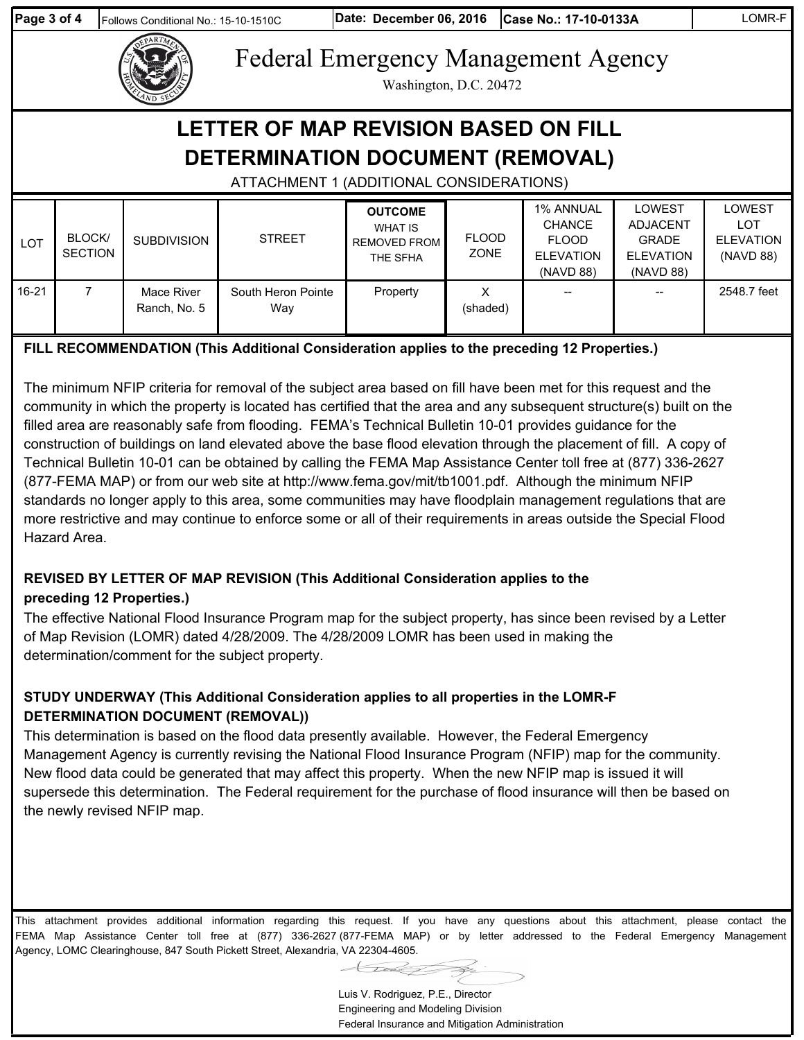# Federal Emergency Management Agency

Washington, D.C. 20472

## LETTER OF MAP REVISION BASED ON FILL DETERMINATION DOCUMENT (REMOVAL)

ATTACHMENT 1 (ADDITIONAL CONSIDERATIONS)

| LOT | BLOCK/ SECTION | SUBDIVISION | STREET | **OUTCOME** WHAT IS REMOVED FROM THE SFHA | FLOOD ZONE | 1% ANNUAL CHANCE FLOOD ELEVATION (NAVD 88) | LOWEST ADJACENT GRADE ELEVATION (NAVD 88) | LOWEST LOT ELEVATION (NAVD 88) |
|---|---|---|---|---|---|---|---|---|
| 16-21 | 7 | Mace River Ranch, No. 5 | South Heron Pointe Way | Property | X (shaded) | -- | -- | 2548.7 feet |

**FILL RECOMMENDATION (This Additional Consideration applies to the preceding 12 Properties.)**

The minimum NFIP criteria for removal of the subject area based on fill have been met for this request and the community in which the property is located has certified that the area and any subsequent structure(s) built on the filled area are reasonably safe from flooding. FEMA's Technical Bulletin 10-01 provides guidance for the construction of buildings on land elevated above the base flood elevation through the placement of fill. A copy of Technical Bulletin 10-01 can be obtained by calling the FEMA Map Assistance Center toll free at (877) 336-2627 (877-FEMA MAP) or from our web site at http://www.fema.gov/mit/tb1001.pdf. Although the minimum NFIP standards no longer apply to this area, some communities may have floodplain management regulations that are more restrictive and may continue to enforce some or all of their requirements in areas outside the Special Flood Hazard Area.

**REVISED BY LETTER OF MAP REVISION (This Additional Consideration applies to the preceding 12 Properties.)**

The effective National Flood Insurance Program map for the subject property, has since been revised by a Letter of Map Revision (LOMR) dated 4/28/2009. The 4/28/2009 LOMR has been used in making the determination/comment for the subject property.

**STUDY UNDERWAY (This Additional Consideration applies to all properties in the LOMR-F DETERMINATION DOCUMENT (REMOVAL))**

This determination is based on the flood data presently available. However, the Federal Emergency Management Agency is currently revising the National Flood Insurance Program (NFIP) map for the community. New flood data could be generated that may affect this property. When the new NFIP map is issued it will supersede this determination. The Federal requirement for the purchase of flood insurance will then be based on the newly revised NFIP map.

This attachment provides additional information regarding this request. If you have any questions about this attachment, please contact the FEMA Map Assistance Center toll free at (877) 336-2627 (877-FEMA MAP) or by letter addressed to the Federal Emergency Management Agency, LOMC Clearinghouse, 847 South Pickett Street, Alexandria, VA 22304-4605.

Luis V. Rodriguez, P.E., Director
Engineering and Modeling Division
Federal Insurance and Mitigation Administration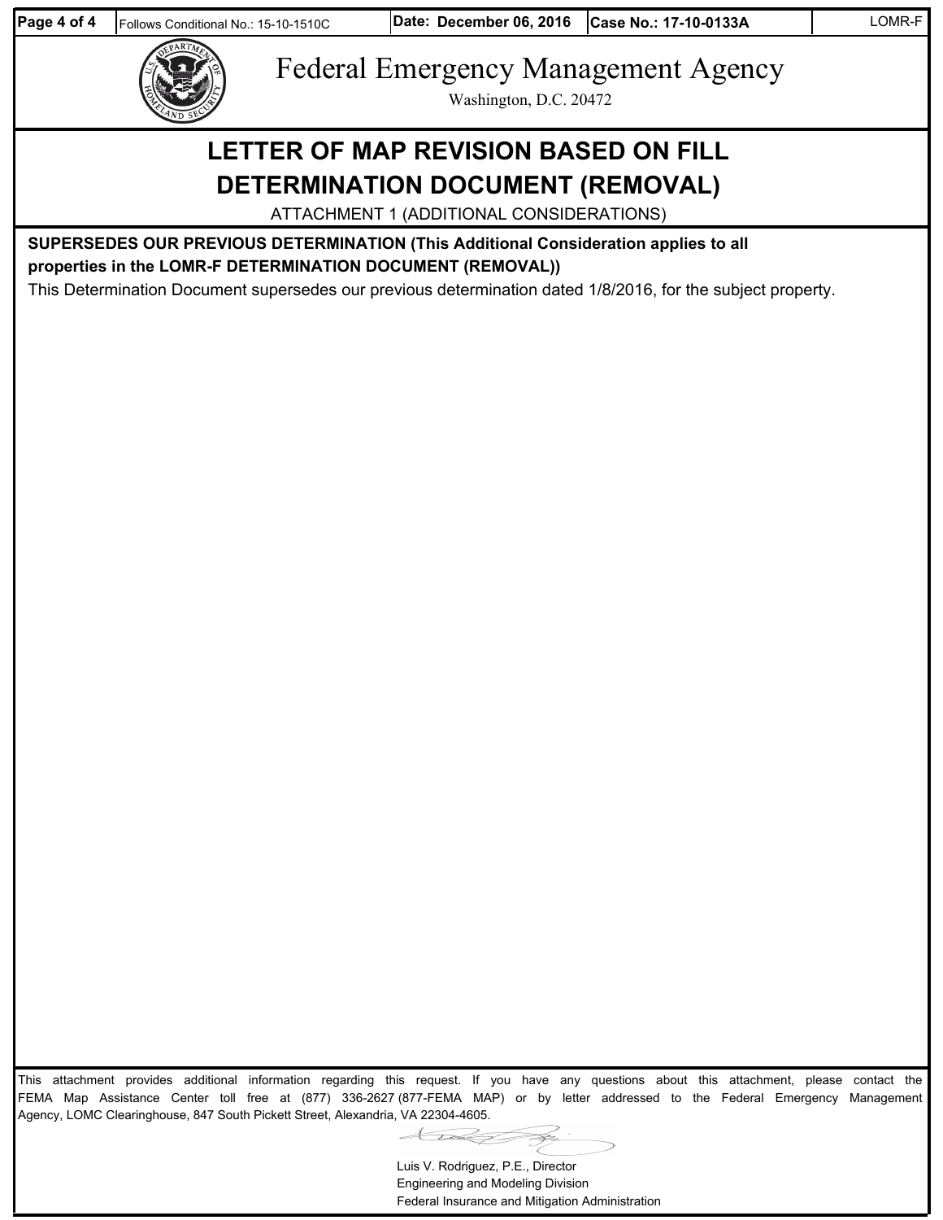Follows Conditional No.: 15-10-1510C | Date: December 06, 2016 | Case No.: 17-10-0133A | LOMR-F

# Federal Emergency Management Agency

Washington, D.C. 20472

## LETTER OF MAP REVISION BASED ON FILL DETERMINATION DOCUMENT (REMOVAL)

ATTACHMENT 1 (ADDITIONAL CONSIDERATIONS)

**SUPERSEDES OUR PREVIOUS DETERMINATION (This Additional Consideration applies to all properties in the LOMR-F DETERMINATION DOCUMENT (REMOVAL))**

This Determination Document supersedes our previous determination dated 1/8/2016, for the subject property.

This attachment provides additional information regarding this request. If you have any questions about this attachment, please contact the FEMA Map Assistance Center toll free at (877) 336-2627 (877-FEMA MAP) or by letter addressed to the Federal Emergency Management Agency, LOMC Clearinghouse, 847 South Pickett Street, Alexandria, VA 22304-4605.

Luis V. Rodriguez, P.E., Director
Engineering and Modeling Division
Federal Insurance and Mitigation Administration